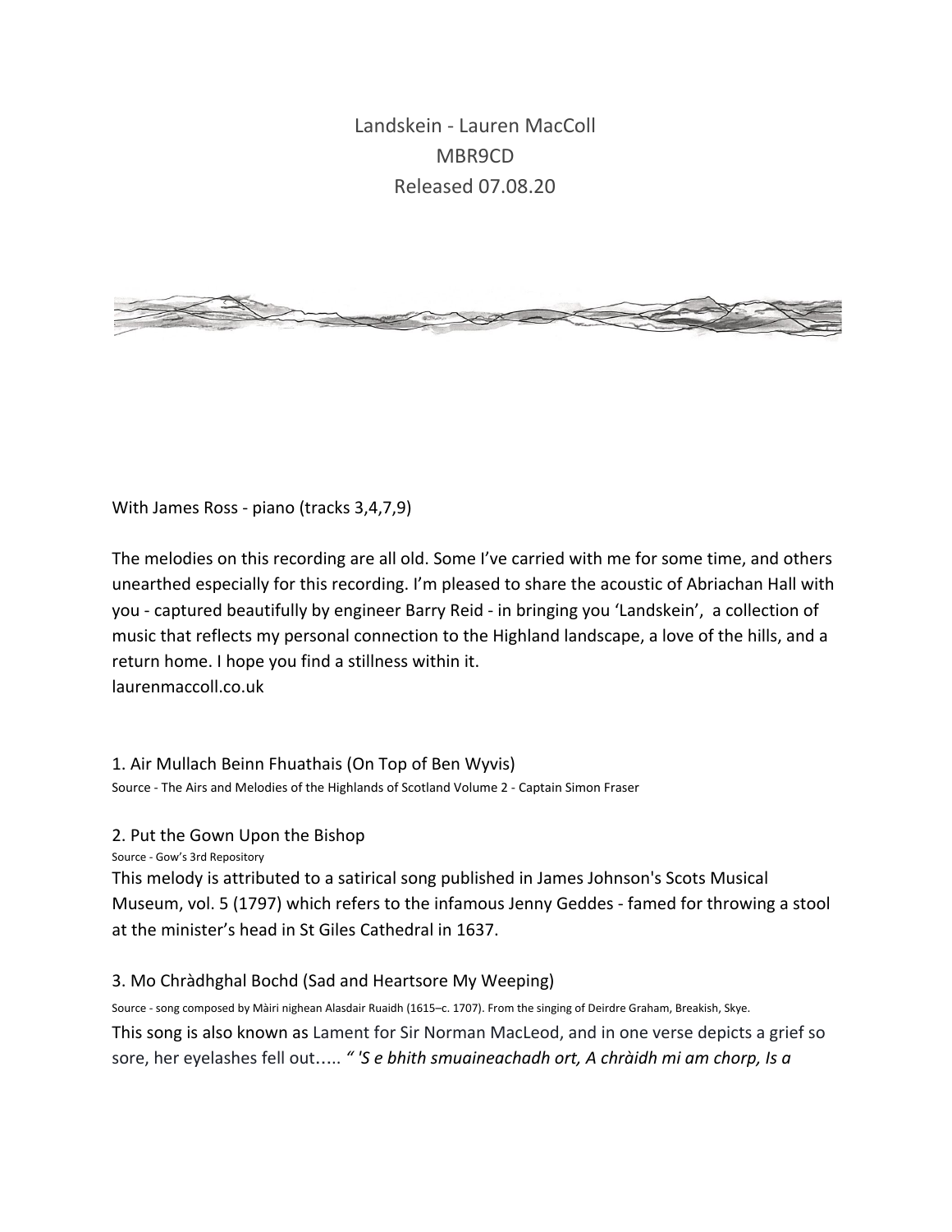# Landskein - Lauren MacColl

MBR9CD

Released 07.08.20

With James Ross - piano (tracks 3,4,7,9)

The melodies on this recording are all old. Some I've carried with me for some time, and others unearthed especially for this recording. I'm pleased to share the acoustic of Abriachan Hall with you - captured beautifully by engineer Barry Reid - in bringing you 'Landskein', a collection of music that reflects my personal connection to the Highland landscape, a love of the hills, and a return home. I hope you find a stillness within it.
laurenmaccoll.co.uk

### 1. Air Mullach Beinn Fhuathais (On Top of Ben Wyvis)

Source - The Airs and Melodies of the Highlands of Scotland Volume 2 - Captain Simon Fraser

### 2. Put the Gown Upon the Bishop

Source - Gow's 3rd Repository

This melody is attributed to a satirical song published in James Johnson's Scots Musical Museum, vol. 5 (1797) which refers to the infamous Jenny Geddes - famed for throwing a stool at the minister's head in St Giles Cathedral in 1637.

### 3. Mo Chràdhghal Bochd (Sad and Heartsore My Weeping)

Source - song composed by Màiri nighean Alasdair Ruaidh (1615–c. 1707). From the singing of Deirdre Graham, Breakish, Skye.

This song is also known as Lament for Sir Norman MacLeod, and in one verse depicts a grief so sore, her eyelashes fell out….. *" 'S e bhith smuaineachadh ort, A chràidh mi am chorp, Is a*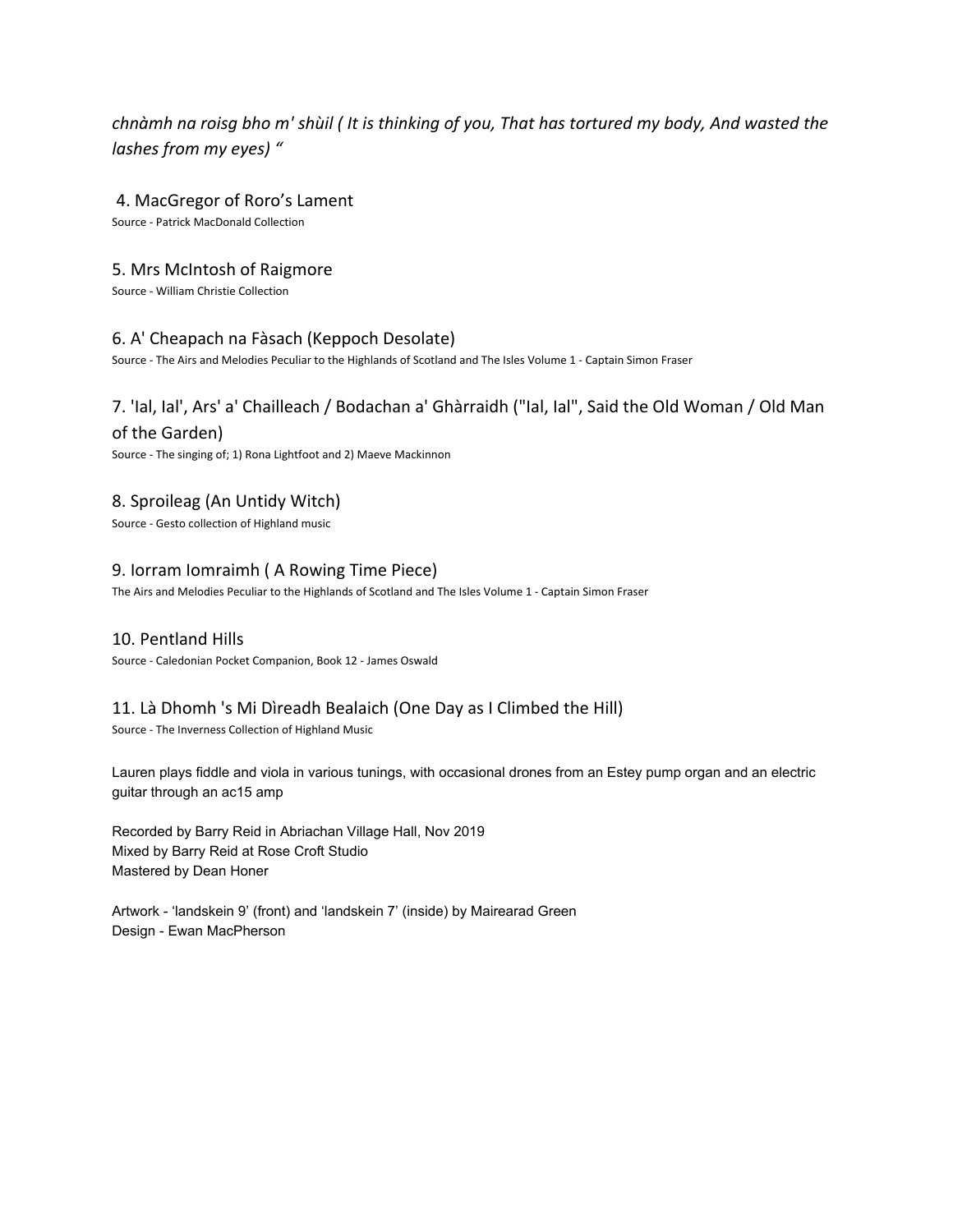*chnàmh na roisg bho m' shùil ( It is thinking of you, That has tortured my body, And wasted the lashes from my eyes) "*

### 4. MacGregor of Roro's Lament

Source - Patrick MacDonald Collection

### 5. Mrs McIntosh of Raigmore

Source - William Christie Collection

### 6. A' Cheapach na Fàsach (Keppoch Desolate)

Source - The Airs and Melodies Peculiar to the Highlands of Scotland and The Isles Volume 1 - Captain Simon Fraser

### 7. 'Ial, Ial', Ars' a' Chailleach / Bodachan a' Ghàrraidh ("Ial, Ial", Said the Old Woman / Old Man of the Garden)

Source - The singing of; 1) Rona Lightfoot and 2) Maeve Mackinnon

### 8. Sproileag (An Untidy Witch)

Source - Gesto collection of Highland music

### 9. Iorram Iomraimh ( A Rowing Time Piece)

The Airs and Melodies Peculiar to the Highlands of Scotland and The Isles Volume 1 - Captain Simon Fraser

### 10. Pentland Hills

Source - Caledonian Pocket Companion, Book 12 - James Oswald

### 11. Là Dhomh 's Mi Dìreadh Bealaich (One Day as I Climbed the Hill)

Source - The Inverness Collection of Highland Music

Lauren plays fiddle and viola in various tunings, with occasional drones from an Estey pump organ and an electric guitar through an ac15 amp

Recorded by Barry Reid in Abriachan Village Hall, Nov 2019
Mixed by Barry Reid at Rose Croft Studio
Mastered by Dean Honer

Artwork - 'landskein 9' (front) and 'landskein 7' (inside) by Mairearad Green
Design - Ewan MacPherson